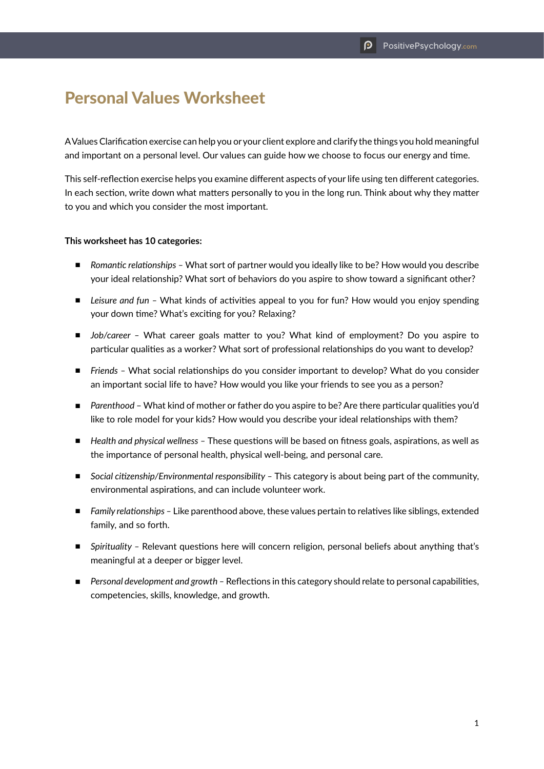# Personal Values Worksheet

A Values Clarification exercise can help you or your client explore and clarify the things you hold meaningful and important on a personal level. Our values can guide how we choose to focus our energy and time.

This self-reflection exercise helps you examine different aspects of your life using ten different categories. In each section, write down what matters personally to you in the long run. Think about why they matter to you and which you consider the most important.

**This worksheet has 10 categories:**

- *Romantic relationships* – What sort of partner would you ideally like to be? How would you describe your ideal relationship? What sort of behaviors do you aspire to show toward a significant other?
- *Leisure and fun* – What kinds of activities appeal to you for fun? How would you enjoy spending your down time? What's exciting for you? Relaxing?
- *Job/career* – What career goals matter to you? What kind of employment? Do you aspire to particular qualities as a worker? What sort of professional relationships do you want to develop?
- *Friends* – What social relationships do you consider important to develop? What do you consider an important social life to have? How would you like your friends to see you as a person?
- *Parenthood* – What kind of mother or father do you aspire to be? Are there particular qualities you'd like to role model for your kids? How would you describe your ideal relationships with them?
- *Health and physical wellness* – These questions will be based on fitness goals, aspirations, as well as the importance of personal health, physical well-being, and personal care.
- *Social citizenship/Environmental responsibility* – This category is about being part of the community, environmental aspirations, and can include volunteer work.
- *Family relationships* – Like parenthood above, these values pertain to relatives like siblings, extended family, and so forth.
- *Spirituality* – Relevant questions here will concern religion, personal beliefs about anything that's meaningful at a deeper or bigger level.
- *Personal development and growth* – Reflections in this category should relate to personal capabilities, competencies, skills, knowledge, and growth.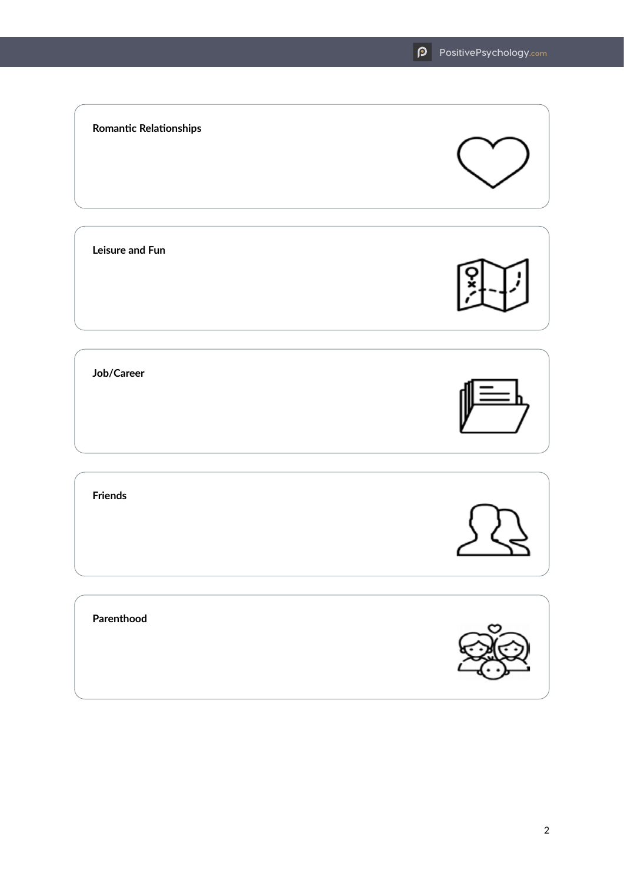**Romantic Relationships**

**Leisure and Fun**

**Job/Career**

**Friends**

**Parenthood**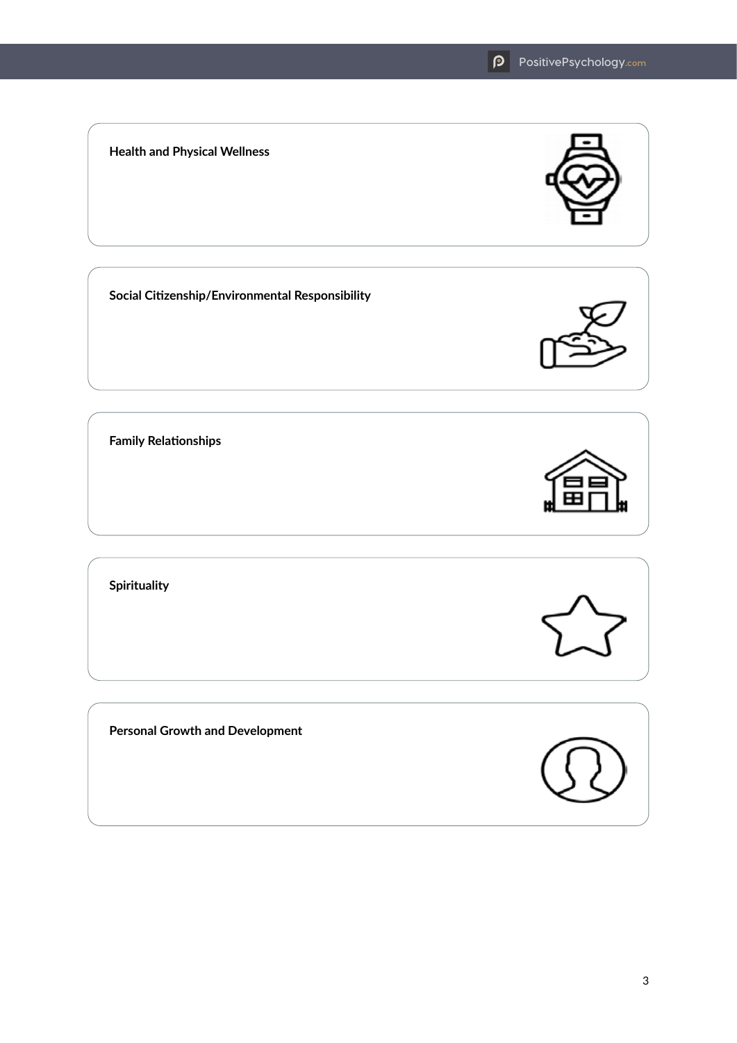**Health and Physical Wellness**

**Social Citizenship/Environmental Responsibility**

**Family Relationships**

**Spirituality**

**Personal Growth and Development**